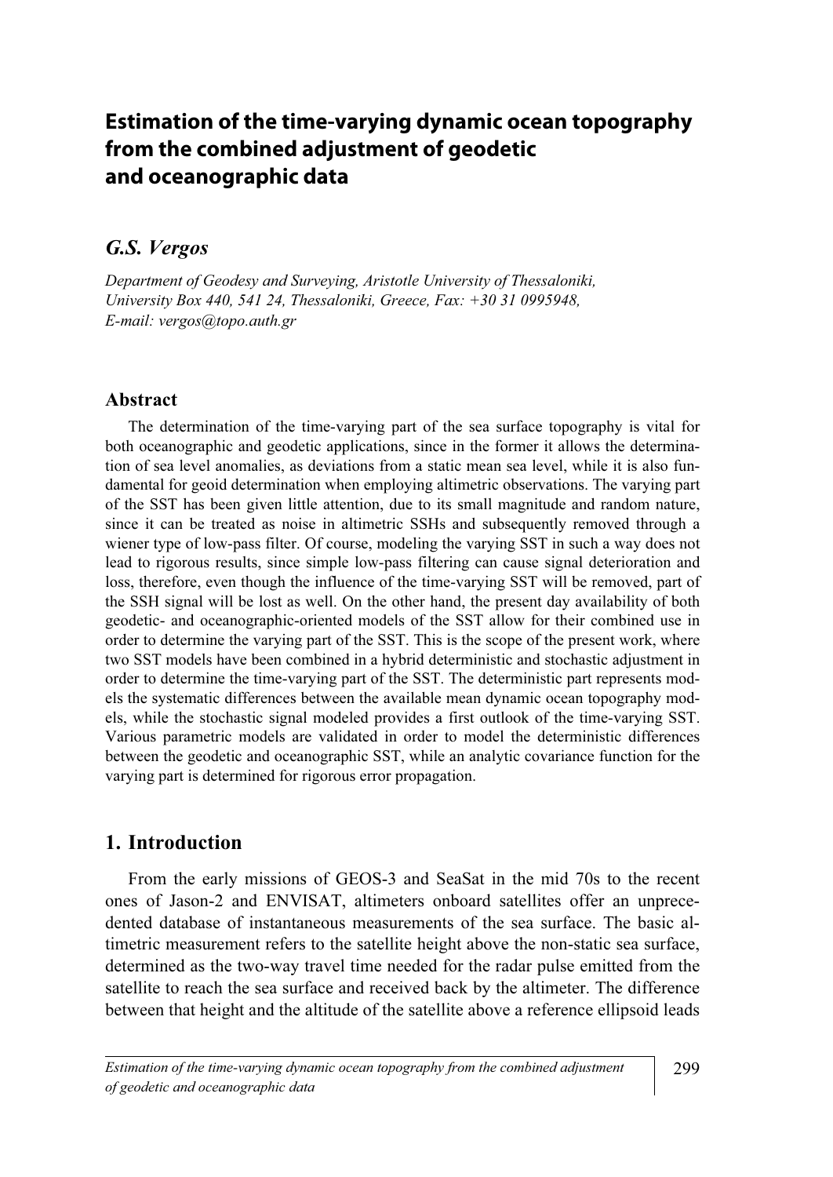# Estimation of the time-varying dynamic ocean topography from the combined adjustment of geodetic and oceanographic data

## *G.S. Vergos*

*Department of Geodesy and Surveying, Aristotle University of Thessaloniki, University Box 440, 541 24, Thessaloniki, Greece, Fax: +30 31 0995948, E-mail: vergos@topo.auth.gr*

### Abstract

The determination of the time-varying part of the sea surface topography is vital for both oceanographic and geodetic applications, since in the former it allows the determination of sea level anomalies, as deviations from a static mean sea level, while it is also fundamental for geoid determination when employing altimetric observations. The varying part of the SST has been given little attention, due to its small magnitude and random nature, since it can be treated as noise in altimetric SSHs and subsequently removed through a wiener type of low-pass filter. Of course, modeling the varying SST in such a way does not lead to rigorous results, since simple low-pass filtering can cause signal deterioration and loss, therefore, even though the influence of the time-varying SST will be removed, part of the SSH signal will be lost as well. On the other hand, the present day availability of both geodetic- and oceanographic-oriented models of the SST allow for their combined use in order to determine the varying part of the SST. This is the scope of the present work, where two SST models have been combined in a hybrid deterministic and stochastic adjustment in order to determine the time-varying part of the SST. The deterministic part represents models the systematic differences between the available mean dynamic ocean topography models, while the stochastic signal modeled provides a first outlook of the time-varying SST. Various parametric models are validated in order to model the deterministic differences between the geodetic and oceanographic SST, while an analytic covariance function for the varying part is determined for rigorous error propagation.

## 1. Introduction

From the early missions of GEOS-3 and SeaSat in the mid 70s to the recent ones of Jason-2 and ENVISAT, altimeters onboard satellites offer an unprecedented database of instantaneous measurements of the sea surface. The basic altimetric measurement refers to the satellite height above the non-static sea surface, determined as the two-way travel time needed for the radar pulse emitted from the satellite to reach the sea surface and received back by the altimeter. The difference between that height and the altitude of the satellite above a reference ellipsoid leads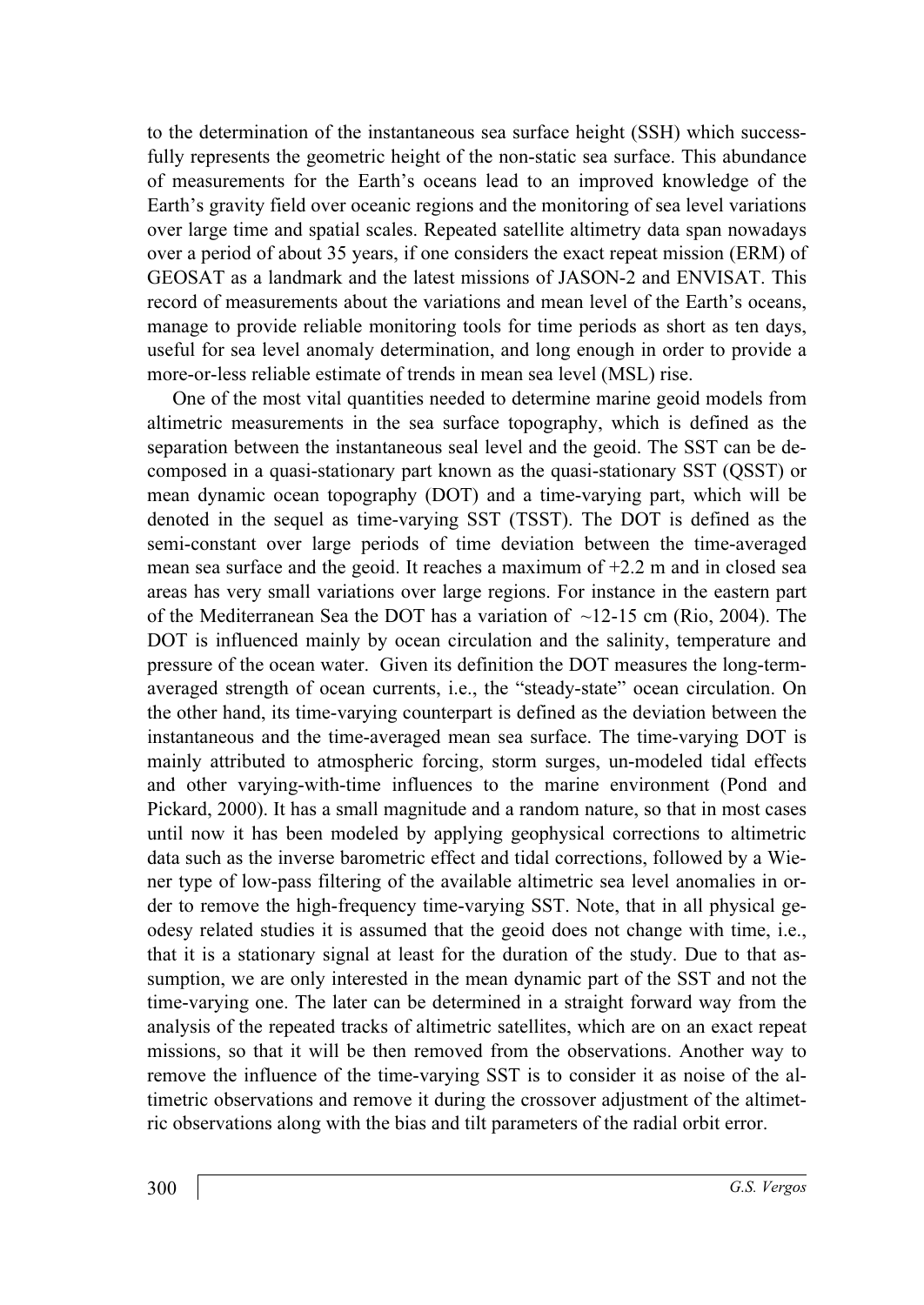to the determination of the instantaneous sea surface height (SSH) which successfully represents the geometric height of the non-static sea surface. This abundance of measurements for the Earth's oceans lead to an improved knowledge of the Earth's gravity field over oceanic regions and the monitoring of sea level variations over large time and spatial scales. Repeated satellite altimetry data span nowadays over a period of about 35 years, if one considers the exact repeat mission (ERM) of GEOSAT as a landmark and the latest missions of JASON-2 and ENVISAT. This record of measurements about the variations and mean level of the Earth's oceans, manage to provide reliable monitoring tools for time periods as short as ten days, useful for sea level anomaly determination, and long enough in order to provide a more-or-less reliable estimate of trends in mean sea level (MSL) rise.

One of the most vital quantities needed to determine marine geoid models from altimetric measurements in the sea surface topography, which is defined as the separation between the instantaneous seal level and the geoid. The SST can be decomposed in a quasi-stationary part known as the quasi-stationary SST (QSST) or mean dynamic ocean topography (DOT) and a time-varying part, which will be denoted in the sequel as time-varying SST (TSST). The DOT is defined as the semi-constant over large periods of time deviation between the time-averaged mean sea surface and the geoid. It reaches a maximum of +2.2 m and in closed sea areas has very small variations over large regions. For instance in the eastern part of the Mediterranean Sea the DOT has a variation of ~12-15 cm (Rio, 2004). The DOT is influenced mainly by ocean circulation and the salinity, temperature and pressure of the ocean water. Given its definition the DOT measures the long-term-averaged strength of ocean currents, i.e., the "steady-state" ocean circulation. On the other hand, its time-varying counterpart is defined as the deviation between the instantaneous and the time-averaged mean sea surface. The time-varying DOT is mainly attributed to atmospheric forcing, storm surges, un-modeled tidal effects and other varying-with-time influences to the marine environment (Pond and Pickard, 2000). It has a small magnitude and a random nature, so that in most cases until now it has been modeled by applying geophysical corrections to altimetric data such as the inverse barometric effect and tidal corrections, followed by a Wiener type of low-pass filtering of the available altimetric sea level anomalies in order to remove the high-frequency time-varying SST. Note, that in all physical geodesy related studies it is assumed that the geoid does not change with time, i.e., that it is a stationary signal at least for the duration of the study. Due to that assumption, we are only interested in the mean dynamic part of the SST and not the time-varying one. The later can be determined in a straight forward way from the analysis of the repeated tracks of altimetric satellites, which are on an exact repeat missions, so that it will be then removed from the observations. Another way to remove the influence of the time-varying SST is to consider it as noise of the altimetric observations and remove it during the crossover adjustment of the altimetric observations along with the bias and tilt parameters of the radial orbit error.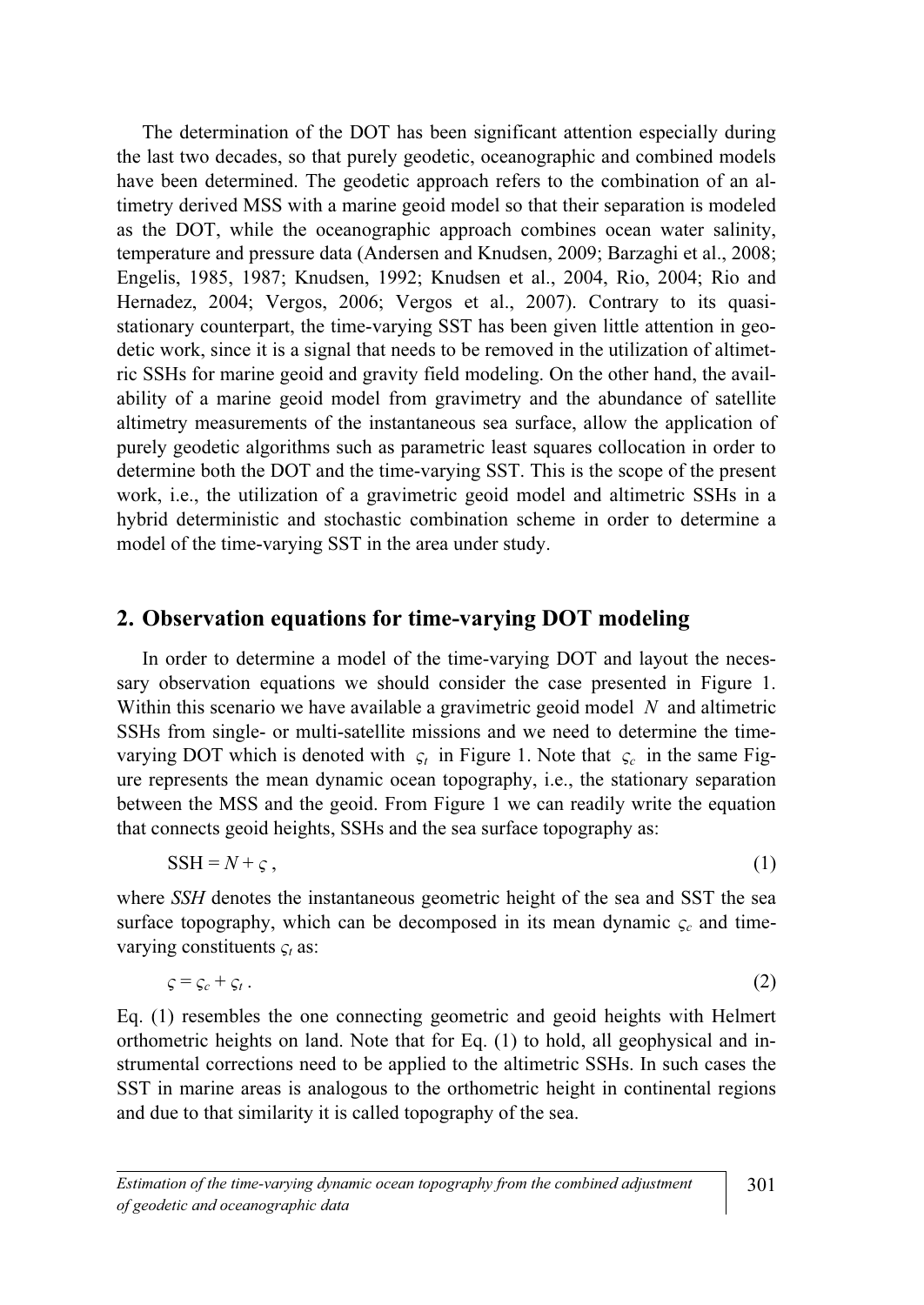The determination of the DOT has been significant attention especially during the last two decades, so that purely geodetic, oceanographic and combined models have been determined. The geodetic approach refers to the combination of an altimetry derived MSS with a marine geoid model so that their separation is modeled as the DOT, while the oceanographic approach combines ocean water salinity, temperature and pressure data (Andersen and Knudsen, 2009; Barzaghi et al., 2008; Engelis, 1985, 1987; Knudsen, 1992; Knudsen et al., 2004, Rio, 2004; Rio and Hernadez, 2004; Vergos, 2006; Vergos et al., 2007). Contrary to its quasi-stationary counterpart, the time-varying SST has been given little attention in geodetic work, since it is a signal that needs to be removed in the utilization of altimetric SSHs for marine geoid and gravity field modeling. On the other hand, the availability of a marine geoid model from gravimetry and the abundance of satellite altimetry measurements of the instantaneous sea surface, allow the application of purely geodetic algorithms such as parametric least squares collocation in order to determine both the DOT and the time-varying SST. This is the scope of the present work, i.e., the utilization of a gravimetric geoid model and altimetric SSHs in a hybrid deterministic and stochastic combination scheme in order to determine a model of the time-varying SST in the area under study.

## 2. Observation equations for time-varying DOT modeling

In order to determine a model of the time-varying DOT and layout the necessary observation equations we should consider the case presented in Figure 1. Within this scenario we have available a gravimetric geoid model $N$ and altimetric SSHs from single- or multi-satellite missions and we need to determine the time-varying DOT which is denoted with $\varsigma_t$ in Figure 1. Note that $\varsigma_c$ in the same Figure represents the mean dynamic ocean topography, i.e., the stationary separation between the MSS and the geoid. From Figure 1 we can readily write the equation that connects geoid heights, SSHs and the sea surface topography as:

$$\text{SSH} = N + \varsigma\,, \tag{1}$$

where *SSH* denotes the instantaneous geometric height of the sea and SST the sea surface topography, which can be decomposed in its mean dynamic $\varsigma_c$ and time-varying constituents $\varsigma_t$ as:

$$\varsigma = \varsigma_c + \varsigma_t\,. \tag{2}$$

Eq. (1) resembles the one connecting geometric and geoid heights with Helmert orthometric heights on land. Note that for Eq. (1) to hold, all geophysical and instrumental corrections need to be applied to the altimetric SSHs. In such cases the SST in marine areas is analogous to the orthometric height in continental regions and due to that similarity it is called topography of the sea.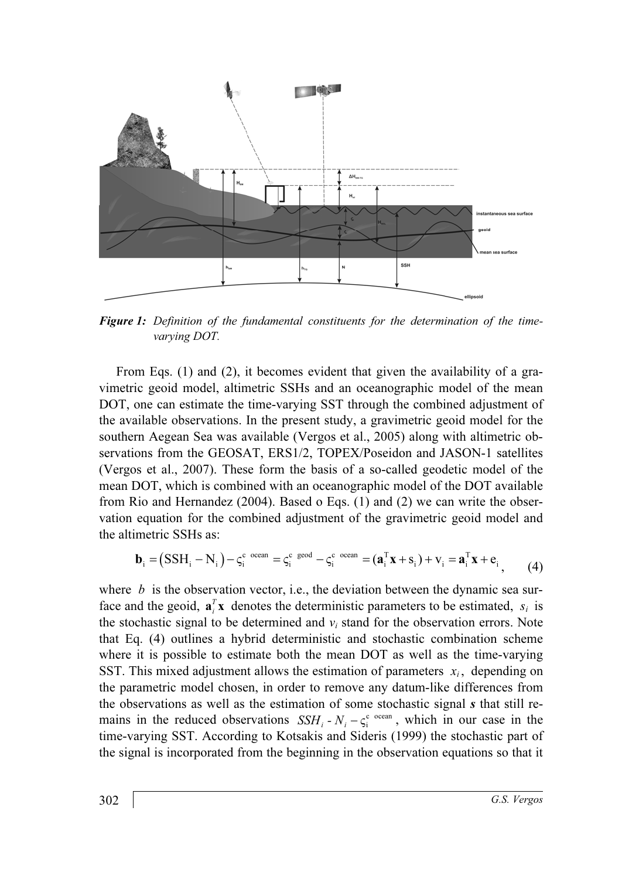*Figure 1: Definition of the fundamental constituents for the determination of the time-varying DOT.*

From Eqs. (1) and (2), it becomes evident that given the availability of a gravimetric geoid model, altimetric SSHs and an oceanographic model of the mean DOT, one can estimate the time-varying SST through the combined adjustment of the available observations. In the present study, a gravimetric geoid model for the southern Aegean Sea was available (Vergos et al., 2005) along with altimetric observations from the GEOSAT, ERS1/2, TOPEX/Poseidon and JASON-1 satellites (Vergos et al., 2007). These form the basis of a so-called geodetic model of the mean DOT, which is combined with an oceanographic model of the DOT available from Rio and Hernandez (2004). Based o Eqs. (1) and (2) we can write the observation equation for the combined adjustment of the gravimetric geoid model and the altimetric SSHs as:

$$\mathbf{b}_i = \left(\mathrm{SSH}_i - \mathrm{N}_i\right) - \varsigma_i^{c\ \mathrm{ocean}} = \varsigma_i^{c\ \mathrm{geod}} - \varsigma_i^{c\ \mathrm{ocean}} = (\mathbf{a}_i^{\mathrm{T}}\mathbf{x} + \mathrm{s}_i) + \mathrm{v}_i = \mathbf{a}_i^{\mathrm{T}}\mathbf{x} + \mathrm{e}_i, \qquad (4)$$

where $b$ is the observation vector, i.e., the deviation between the dynamic sea surface and the geoid, $\mathbf{a}_i^T\mathbf{x}$ denotes the deterministic parameters to be estimated, $s_i$ is the stochastic signal to be determined and $v_i$ stand for the observation errors. Note that Eq. (4) outlines a hybrid deterministic and stochastic combination scheme where it is possible to estimate both the mean DOT as well as the time-varying SST. This mixed adjustment allows the estimation of parameters $x_i$, depending on the parametric model chosen, in order to remove any datum-like differences from the observations as well as the estimation of some stochastic signal $\boldsymbol{s}$ that still remains in the reduced observations $SSH_i - N_i - \varsigma_i^{c\ \mathrm{ocean}}$, which in our case in the time-varying SST. According to Kotsakis and Sideris (1999) the stochastic part of the signal is incorporated from the beginning in the observation equations so that it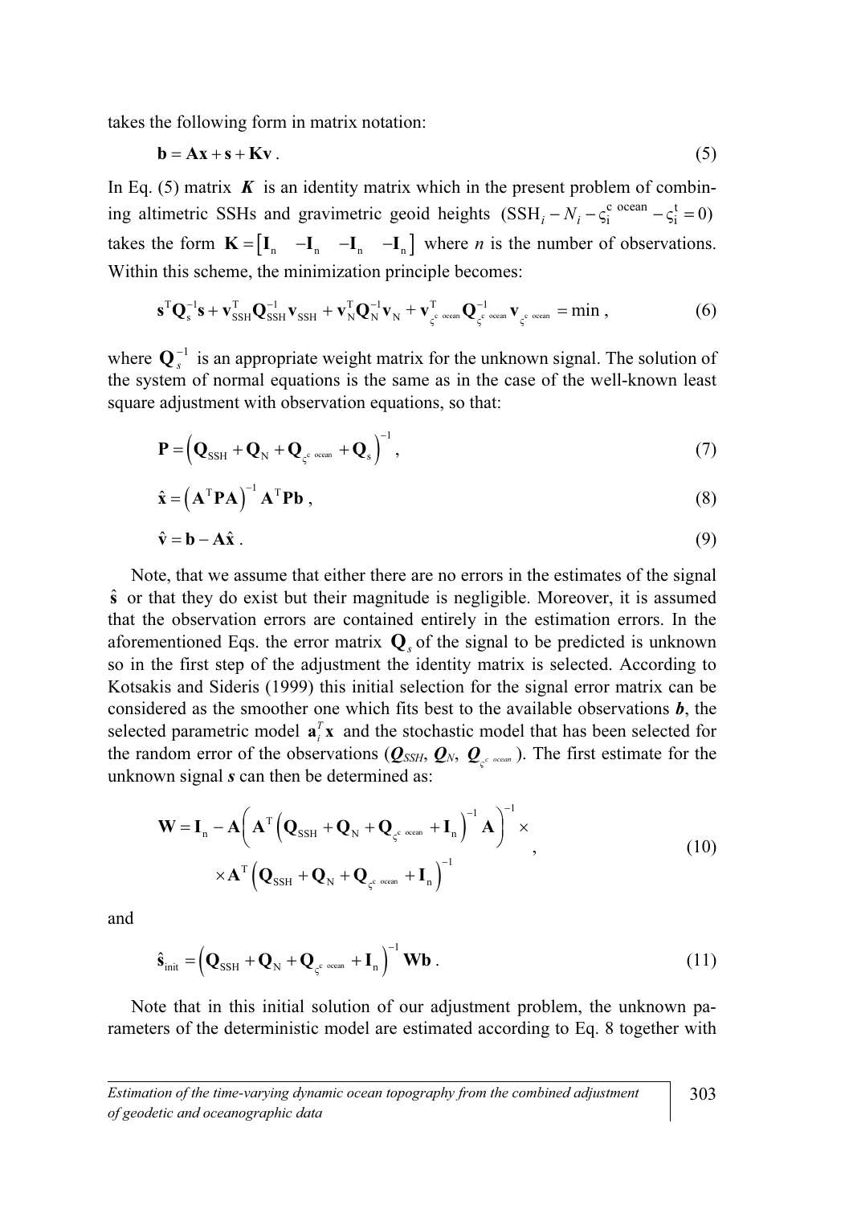takes the following form in matrix notation:

$$\mathbf{b} = \mathbf{A}\mathbf{x} + \mathbf{s} + \mathbf{K}\mathbf{v}\,. \tag{5}$$

In Eq. (5) matrix $\boldsymbol{K}$ is an identity matrix which in the present problem of combining altimetric SSHs and gravimetric geoid heights $(\mathrm{SSH}_i - N_i - \varsigma_i^{\mathrm{c\ ocean}} - \varsigma_i^{\mathrm{t}} = 0)$ takes the form $\mathbf{K} = \begin{bmatrix} \mathbf{I}_n & -\mathbf{I}_n & -\mathbf{I}_n & -\mathbf{I}_n \end{bmatrix}$ where $n$ is the number of observations. Within this scheme, the minimization principle becomes:

$$\mathbf{s}^{\mathrm{T}}\mathbf{Q}_{\mathrm{s}}^{-1}\mathbf{s} + \mathbf{v}_{\mathrm{SSH}}^{\mathrm{T}}\mathbf{Q}_{\mathrm{SSH}}^{-1}\mathbf{v}_{\mathrm{SSH}} + \mathbf{v}_{\mathrm{N}}^{\mathrm{T}}\mathbf{Q}_{\mathrm{N}}^{-1}\mathbf{v}_{\mathrm{N}} + \mathbf{v}_{\varsigma^{\mathrm{c\ ocean}}}^{\mathrm{T}}\mathbf{Q}_{\varsigma^{\mathrm{c\ ocean}}}^{-1}\mathbf{v}_{\varsigma^{\mathrm{c\ ocean}}} = \min\,, \tag{6}$$

where $\mathbf{Q}_s^{-1}$ is an appropriate weight matrix for the unknown signal. The solution of the system of normal equations is the same as in the case of the well-known least square adjustment with observation equations, so that:

$$\mathbf{P} = \left(\mathbf{Q}_{\mathrm{SSH}} + \mathbf{Q}_{\mathrm{N}} + \mathbf{Q}_{\varsigma^{\mathrm{c\ ocean}}} + \mathbf{Q}_{\mathrm{s}}\right)^{-1}, \tag{7}$$

$$\hat{\mathbf{x}} = \left(\mathbf{A}^{\mathrm{T}}\mathbf{P}\mathbf{A}\right)^{-1}\mathbf{A}^{\mathrm{T}}\mathbf{P}\mathbf{b}\,, \tag{8}$$

$$\hat{\mathbf{v}} = \mathbf{b} - \mathbf{A}\hat{\mathbf{x}}\,. \tag{9}$$

Note, that we assume that either there are no errors in the estimates of the signal $\hat{\mathbf{s}}$ or that they do exist but their magnitude is negligible. Moreover, it is assumed that the observation errors are contained entirely in the estimation errors. In the aforementioned Eqs. the error matrix $\mathbf{Q}_s$ of the signal to be predicted is unknown so in the first step of the adjustment the identity matrix is selected. According to Kotsakis and Sideris (1999) this initial selection for the signal error matrix can be considered as the smoother one which fits best to the available observations $\boldsymbol{b}$, the selected parametric model $\mathbf{a}_i^T\mathbf{x}$ and the stochastic model that has been selected for the random error of the observations ($\boldsymbol{Q}_{SSH}$, $\boldsymbol{Q}_N$, $\boldsymbol{Q}_{\varsigma^{c\ ocean}}$). The first estimate for the unknown signal $\boldsymbol{s}$ can then be determined as:

$$\begin{aligned}\mathbf{W} = \mathbf{I}_n - \mathbf{A}\left(\mathbf{A}^{\mathrm{T}}\left(\mathbf{Q}_{\mathrm{SSH}} + \mathbf{Q}_{\mathrm{N}} + \mathbf{Q}_{\varsigma^{\mathrm{c\ ocean}}} + \mathbf{I}_n\right)^{-1}\mathbf{A}\right)^{-1} \times \\ \times \mathbf{A}^{\mathrm{T}}\left(\mathbf{Q}_{\mathrm{SSH}} + \mathbf{Q}_{\mathrm{N}} + \mathbf{Q}_{\varsigma^{\mathrm{c\ ocean}}} + \mathbf{I}_n\right)^{-1}\end{aligned}, \tag{10}$$

and

$$\hat{\mathbf{s}}_{\mathrm{init}} = \left(\mathbf{Q}_{\mathrm{SSH}} + \mathbf{Q}_{\mathrm{N}} + \mathbf{Q}_{\varsigma^{\mathrm{c\ ocean}}} + \mathbf{I}_n\right)^{-1}\mathbf{W}\mathbf{b}\,. \tag{11}$$

Note that in this initial solution of our adjustment problem, the unknown parameters of the deterministic model are estimated according to Eq. 8 together with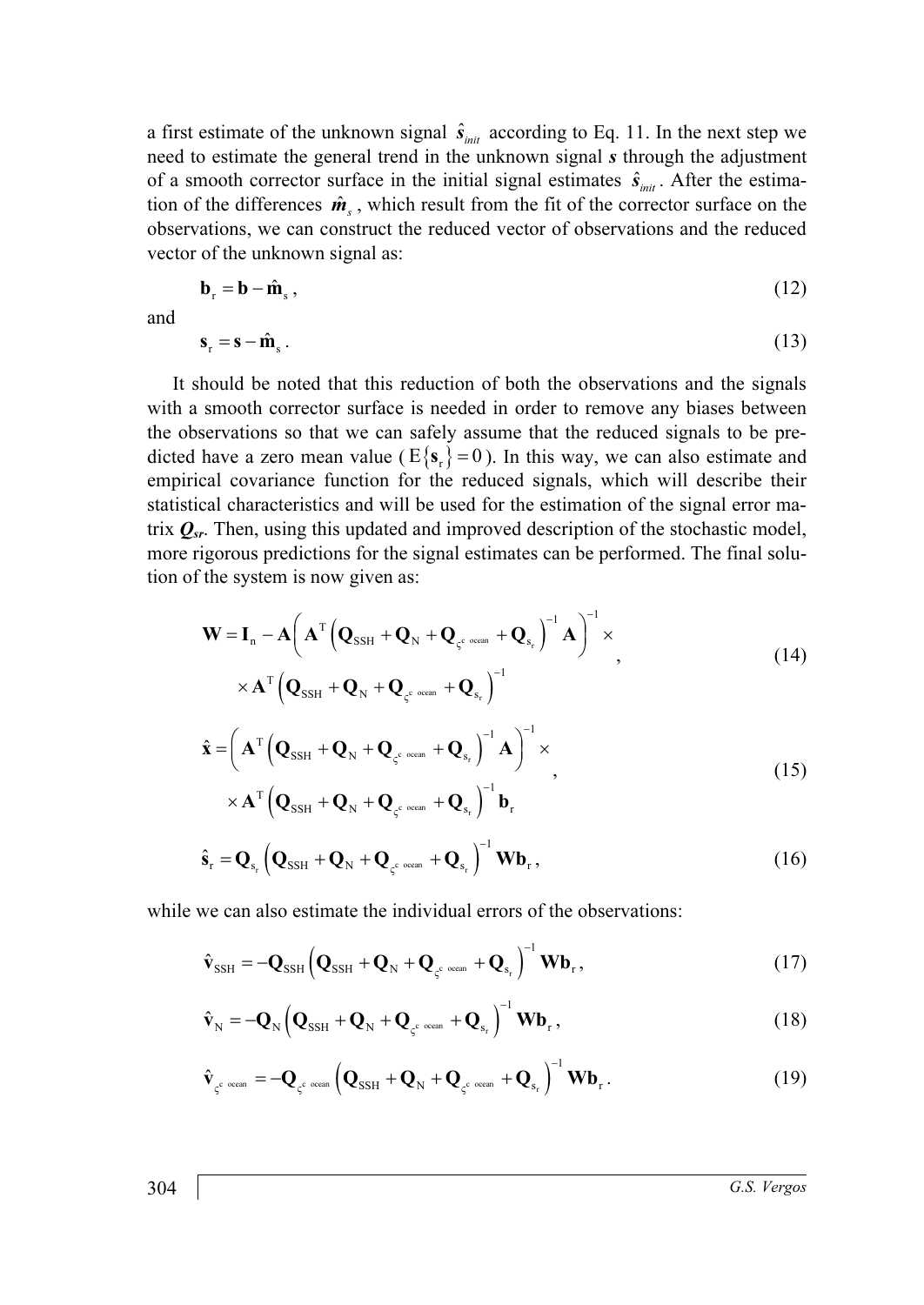a first estimate of the unknown signal $\hat{s}_{init}$ according to Eq. 11. In the next step we need to estimate the general trend in the unknown signal $s$ through the adjustment of a smooth corrector surface in the initial signal estimates $\hat{s}_{init}$. After the estimation of the differences $\hat{m}_s$, which result from the fit of the corrector surface on the observations, we can construct the reduced vector of observations and the reduced vector of the unknown signal as:

$$\mathbf{b}_{\mathrm{r}} = \mathbf{b} - \hat{\mathbf{m}}_{\mathrm{s}}, \tag{12}$$

and

$$\mathbf{s}_{\mathrm{r}} = \mathbf{s} - \hat{\mathbf{m}}_{\mathrm{s}}. \tag{13}$$

It should be noted that this reduction of both the observations and the signals with a smooth corrector surface is needed in order to remove any biases between the observations so that we can safely assume that the reduced signals to be predicted have a zero mean value ($\mathrm{E}\{\mathbf{s}_{\mathrm{r}}\} = 0$). In this way, we can also estimate and empirical covariance function for the reduced signals, which will describe their statistical characteristics and will be used for the estimation of the signal error matrix $\boldsymbol{Q}_{sr}$. Then, using this updated and improved description of the stochastic model, more rigorous predictions for the signal estimates can be performed. The final solution of the system is now given as:

$$\begin{aligned}\mathbf{W} = \mathbf{I}_{\mathrm{n}} - \mathbf{A}\left(\mathbf{A}^{\mathrm{T}}\left(\mathbf{Q}_{\mathrm{SSH}} + \mathbf{Q}_{\mathrm{N}} + \mathbf{Q}_{\varsigma^{\mathrm{c}}\ \mathrm{ocean}} + \mathbf{Q}_{\mathrm{s_r}}\right)^{-1}\mathbf{A}\right)^{-1} \times \\ \times \mathbf{A}^{\mathrm{T}}\left(\mathbf{Q}_{\mathrm{SSH}} + \mathbf{Q}_{\mathrm{N}} + \mathbf{Q}_{\varsigma^{\mathrm{c}}\ \mathrm{ocean}} + \mathbf{Q}_{\mathrm{s_r}}\right)^{-1}\end{aligned}, \tag{14}$$

$$\begin{aligned}\hat{\mathbf{x}} = \left(\mathbf{A}^{\mathrm{T}}\left(\mathbf{Q}_{\mathrm{SSH}} + \mathbf{Q}_{\mathrm{N}} + \mathbf{Q}_{\varsigma^{\mathrm{c}}\ \mathrm{ocean}} + \mathbf{Q}_{\mathrm{s_r}}\right)^{-1}\mathbf{A}\right)^{-1} \times \\ \times \mathbf{A}^{\mathrm{T}}\left(\mathbf{Q}_{\mathrm{SSH}} + \mathbf{Q}_{\mathrm{N}} + \mathbf{Q}_{\varsigma^{\mathrm{c}}\ \mathrm{ocean}} + \mathbf{Q}_{\mathrm{s_r}}\right)^{-1}\mathbf{b}_{\mathrm{r}}\end{aligned}, \tag{15}$$

$$\hat{\mathbf{s}}_{\mathrm{r}} = \mathbf{Q}_{\mathrm{s_r}}\left(\mathbf{Q}_{\mathrm{SSH}} + \mathbf{Q}_{\mathrm{N}} + \mathbf{Q}_{\varsigma^{\mathrm{c}}\ \mathrm{ocean}} + \mathbf{Q}_{\mathrm{s_r}}\right)^{-1}\mathbf{W}\mathbf{b}_{\mathrm{r}}, \tag{16}$$

while we can also estimate the individual errors of the observations:

$$\hat{\mathbf{v}}_{\mathrm{SSH}} = -\mathbf{Q}_{\mathrm{SSH}}\left(\mathbf{Q}_{\mathrm{SSH}} + \mathbf{Q}_{\mathrm{N}} + \mathbf{Q}_{\varsigma^{\mathrm{c}}\ \mathrm{ocean}} + \mathbf{Q}_{\mathrm{s_r}}\right)^{-1}\mathbf{W}\mathbf{b}_{\mathrm{r}}, \tag{17}$$

$$\hat{\mathbf{v}}_{\mathrm{N}} = -\mathbf{Q}_{\mathrm{N}}\left(\mathbf{Q}_{\mathrm{SSH}} + \mathbf{Q}_{\mathrm{N}} + \mathbf{Q}_{\varsigma^{\mathrm{c}}\ \mathrm{ocean}} + \mathbf{Q}_{\mathrm{s_r}}\right)^{-1}\mathbf{W}\mathbf{b}_{\mathrm{r}}, \tag{18}$$

$$\hat{\mathbf{v}}_{\varsigma^{\mathrm{c}}\ \mathrm{ocean}} = -\mathbf{Q}_{\varsigma^{\mathrm{c}}\ \mathrm{ocean}}\left(\mathbf{Q}_{\mathrm{SSH}} + \mathbf{Q}_{\mathrm{N}} + \mathbf{Q}_{\varsigma^{\mathrm{c}}\ \mathrm{ocean}} + \mathbf{Q}_{\mathrm{s_r}}\right)^{-1}\mathbf{W}\mathbf{b}_{\mathrm{r}}. \tag{19}$$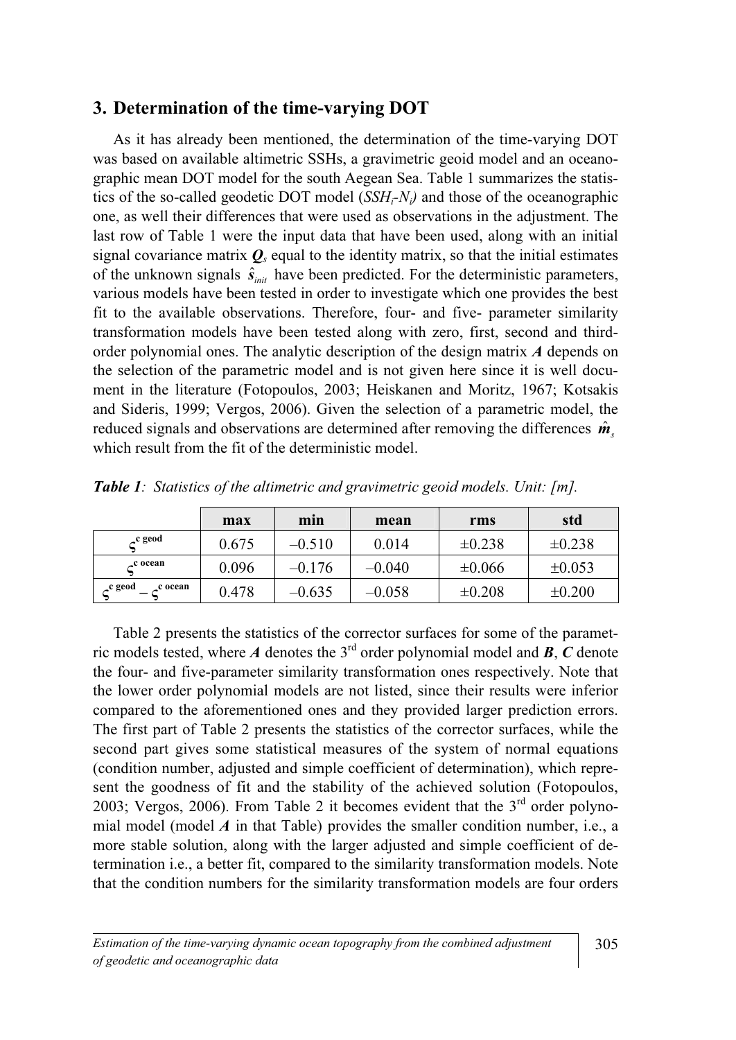## 3. Determination of the time-varying DOT

As it has already been mentioned, the determination of the time-varying DOT was based on available altimetric SSHs, a gravimetric geoid model and an oceanographic mean DOT model for the south Aegean Sea. Table 1 summarizes the statistics of the so-called geodetic DOT model ($SSH_i$-$N_i$) and those of the oceanographic one, as well their differences that were used as observations in the adjustment. The last row of Table 1 were the input data that have been used, along with an initial signal covariance matrix $\boldsymbol{Q}_s$ equal to the identity matrix, so that the initial estimates of the unknown signals $\hat{\boldsymbol{s}}_{init}$ have been predicted. For the deterministic parameters, various models have been tested in order to investigate which one provides the best fit to the available observations. Therefore, four- and five- parameter similarity transformation models have been tested along with zero, first, second and third-order polynomial ones. The analytic description of the design matrix $\boldsymbol{A}$ depends on the selection of the parametric model and is not given here since it is well docu-ment in the literature (Fotopoulos, 2003; Heiskanen and Moritz, 1967; Kotsakis and Sideris, 1999; Vergos, 2006). Given the selection of a parametric model, the reduced signals and observations are determined after removing the differences $\hat{\boldsymbol{m}}_s$ which result from the fit of the deterministic model.

***Table 1**: Statistics of the altimetric and gravimetric geoid models. Unit: [m].*

| | max | min | mean | rms | std |
|---|---|---|---|---|---|
| $\varsigma^{c\ geod}$ | 0.675 | –0.510 | 0.014 | ±0.238 | ±0.238 |
| $\varsigma^{c\ ocean}$ | 0.096 | –0.176 | –0.040 | ±0.066 | ±0.053 |
| $\varsigma^{c\ geod} - \varsigma^{c\ ocean}$ | 0.478 | –0.635 | –0.058 | ±0.208 | ±0.200 |

Table 2 presents the statistics of the corrector surfaces for some of the parametric models tested, where $\boldsymbol{A}$ denotes the 3rd order polynomial model and $\boldsymbol{B}$, $\boldsymbol{C}$ denote the four- and five-parameter similarity transformation ones respectively. Note that the lower order polynomial models are not listed, since their results were inferior compared to the aforementioned ones and they provided larger prediction errors. The first part of Table 2 presents the statistics of the corrector surfaces, while the second part gives some statistical measures of the system of normal equations (condition number, adjusted and simple coefficient of determination), which represent the goodness of fit and the stability of the achieved solution (Fotopoulos, 2003; Vergos, 2006). From Table 2 it becomes evident that the 3rd order polynomial model (model $\boldsymbol{A}$ in that Table) provides the smaller condition number, i.e., a more stable solution, along with the larger adjusted and simple coefficient of determination i.e., a better fit, compared to the similarity transformation models. Note that the condition numbers for the similarity transformation models are four orders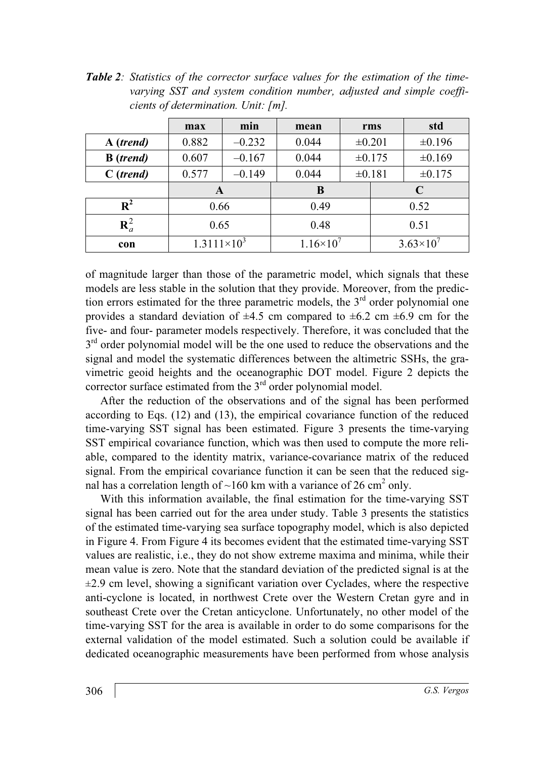***Table 2**: Statistics of the corrector surface values for the estimation of the time-varying SST and system condition number, adjusted and simple coefficients of determination. Unit: [m].*

| | max | min | mean | rms | std |
|---|---|---|---|---|---|
| **A (*trend*)** | 0.882 | –0.232 | 0.044 | ±0.201 | ±0.196 |
| **B (*trend*)** | 0.607 | –0.167 | 0.044 | ±0.175 | ±0.169 |
| **C (*trend*)** | 0.577 | –0.149 | 0.044 | ±0.181 | ±0.175 |
| | **A** | | **B** | | **C** |
| $\mathbf{R}^2$ | 0.66 | | 0.49 | | 0.52 |
| $\mathbf{R}_a^2$ | 0.65 | | 0.48 | | 0.51 |
| **con** | $1.3111\times10^3$ | | $1.16\times10^7$ | | $3.63\times10^7$ |

of magnitude larger than those of the parametric model, which signals that these models are less stable in the solution that they provide. Moreover, from the prediction errors estimated for the three parametric models, the 3rd order polynomial one provides a standard deviation of ±4.5 cm compared to ±6.2 cm ±6.9 cm for the five- and four- parameter models respectively. Therefore, it was concluded that the 3rd order polynomial model will be the one used to reduce the observations and the signal and model the systematic differences between the altimetric SSHs, the gravimetric geoid heights and the oceanographic DOT model. Figure 2 depicts the corrector surface estimated from the 3rd order polynomial model.

After the reduction of the observations and of the signal has been performed according to Eqs. (12) and (13), the empirical covariance function of the reduced time-varying SST signal has been estimated. Figure 3 presents the time-varying SST empirical covariance function, which was then used to compute the more reliable, compared to the identity matrix, variance-covariance matrix of the reduced signal. From the empirical covariance function it can be seen that the reduced signal has a correlation length of ~160 km with a variance of 26 cm$^2$ only.

With this information available, the final estimation for the time-varying SST signal has been carried out for the area under study. Table 3 presents the statistics of the estimated time-varying sea surface topography model, which is also depicted in Figure 4. From Figure 4 its becomes evident that the estimated time-varying SST values are realistic, i.e., they do not show extreme maxima and minima, while their mean value is zero. Note that the standard deviation of the predicted signal is at the ±2.9 cm level, showing a significant variation over Cyclades, where the respective anti-cyclone is located, in northwest Crete over the Western Cretan gyre and in southeast Crete over the Cretan anticyclone. Unfortunately, no other model of the time-varying SST for the area is available in order to do some comparisons for the external validation of the model estimated. Such a solution could be available if dedicated oceanographic measurements have been performed from whose analysis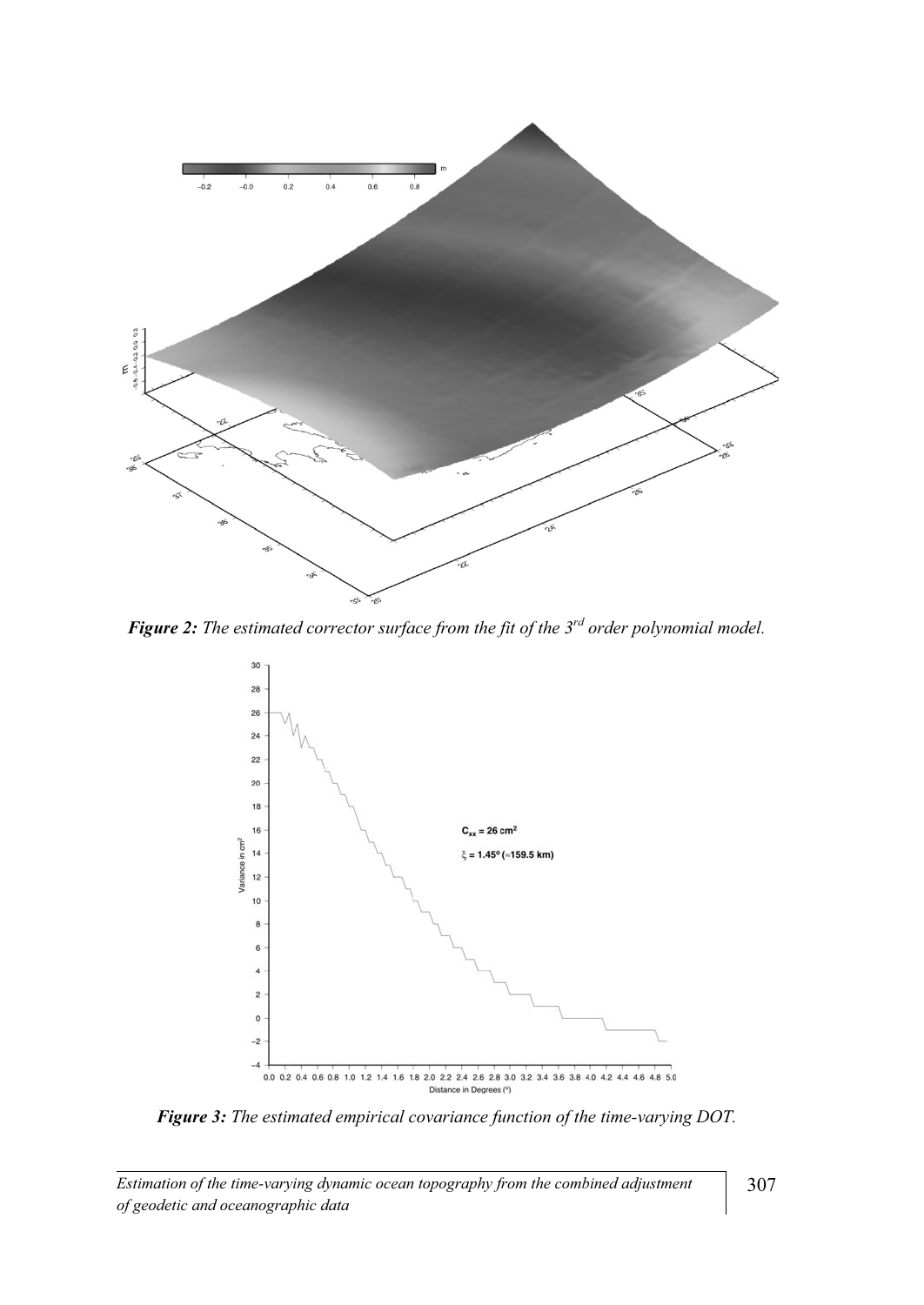***Figure 2:*** *The estimated corrector surface from the fit of the 3rd order polynomial model.*

***Figure 3:*** *The estimated empirical covariance function of the time-varying DOT.*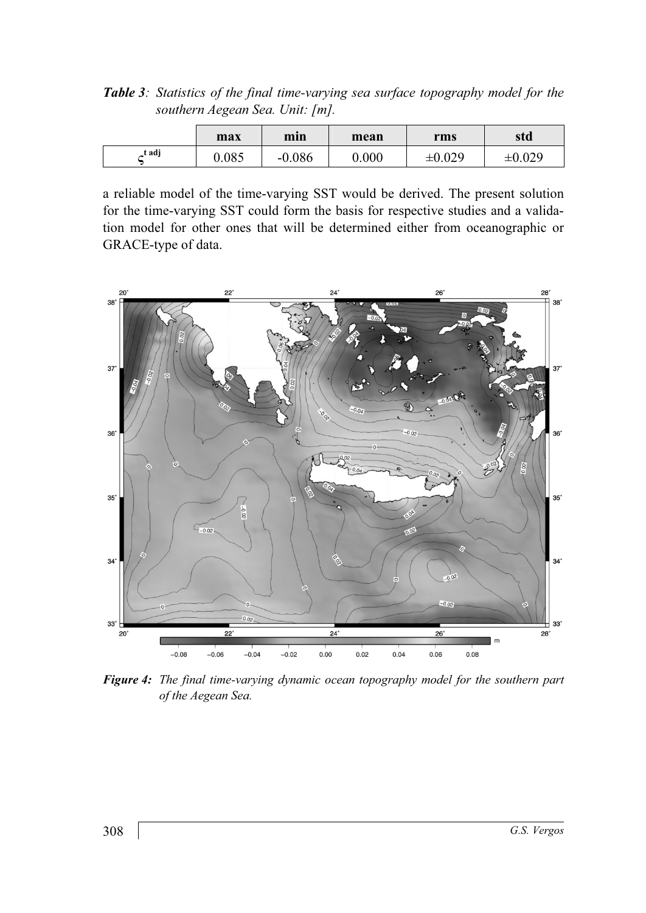*Table 3: Statistics of the final time-varying sea surface topography model for the southern Aegean Sea. Unit: [m].*

| | max | min | mean | rms | std |
|---|---|---|---|---|---|
| $\varsigma^{t\,adj}$ | 0.085 | -0.086 | 0.000 | ±0.029 | ±0.029 |

a reliable model of the time-varying SST would be derived. The present solution for the time-varying SST could form the basis for respective studies and a validation model for other ones that will be determined either from oceanographic or GRACE-type of data.

***Figure 4:** The final time-varying dynamic ocean topography model for the southern part of the Aegean Sea.*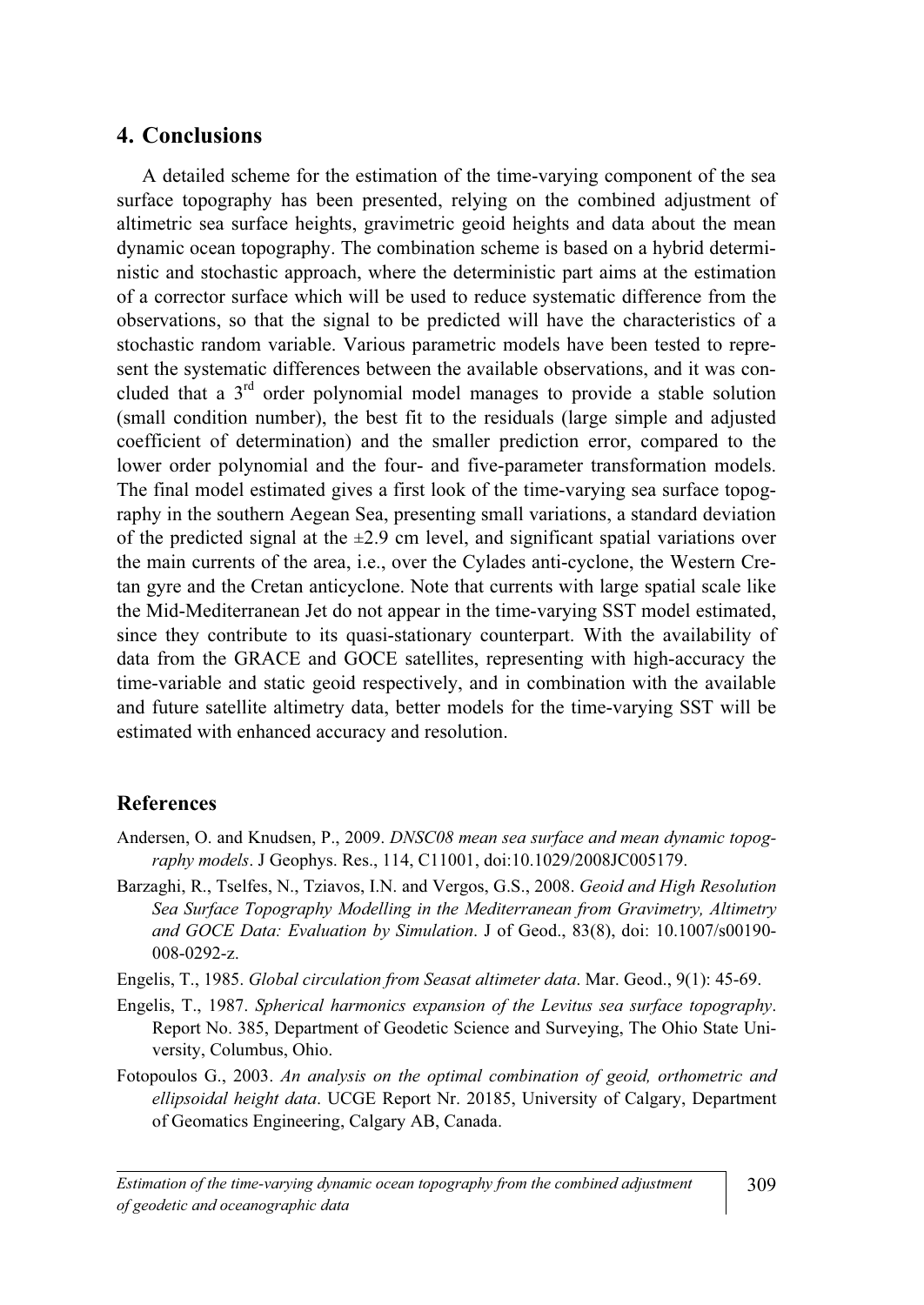## 4. Conclusions

A detailed scheme for the estimation of the time-varying component of the sea surface topography has been presented, relying on the combined adjustment of altimetric sea surface heights, gravimetric geoid heights and data about the mean dynamic ocean topography. The combination scheme is based on a hybrid deterministic and stochastic approach, where the deterministic part aims at the estimation of a corrector surface which will be used to reduce systematic difference from the observations, so that the signal to be predicted will have the characteristics of a stochastic random variable. Various parametric models have been tested to represent the systematic differences between the available observations, and it was concluded that a 3rd order polynomial model manages to provide a stable solution (small condition number), the best fit to the residuals (large simple and adjusted coefficient of determination) and the smaller prediction error, compared to the lower order polynomial and the four- and five-parameter transformation models. The final model estimated gives a first look of the time-varying sea surface topography in the southern Aegean Sea, presenting small variations, a standard deviation of the predicted signal at the ±2.9 cm level, and significant spatial variations over the main currents of the area, i.e., over the Cylades anti-cyclone, the Western Cretan gyre and the Cretan anticyclone. Note that currents with large spatial scale like the Mid-Mediterranean Jet do not appear in the time-varying SST model estimated, since they contribute to its quasi-stationary counterpart. With the availability of data from the GRACE and GOCE satellites, representing with high-accuracy the time-variable and static geoid respectively, and in combination with the available and future satellite altimetry data, better models for the time-varying SST will be estimated with enhanced accuracy and resolution.

## References

Andersen, O. and Knudsen, P., 2009. *DNSC08 mean sea surface and mean dynamic topography models*. J Geophys. Res., 114, C11001, doi:10.1029/2008JC005179.

Barzaghi, R., Tselfes, N., Tziavos, I.N. and Vergos, G.S., 2008. *Geoid and High Resolution Sea Surface Topography Modelling in the Mediterranean from Gravimetry, Altimetry and GOCE Data: Evaluation by Simulation*. J of Geod., 83(8), doi: 10.1007/s00190-008-0292-z.

Engelis, T., 1985. *Global circulation from Seasat altimeter data*. Mar. Geod., 9(1): 45-69.

Engelis, T., 1987. *Spherical harmonics expansion of the Levitus sea surface topography*. Report No. 385, Department of Geodetic Science and Surveying, The Ohio State University, Columbus, Ohio.

Fotopoulos G., 2003. *An analysis on the optimal combination of geoid, orthometric and ellipsoidal height data*. UCGE Report Nr. 20185, University of Calgary, Department of Geomatics Engineering, Calgary AB, Canada.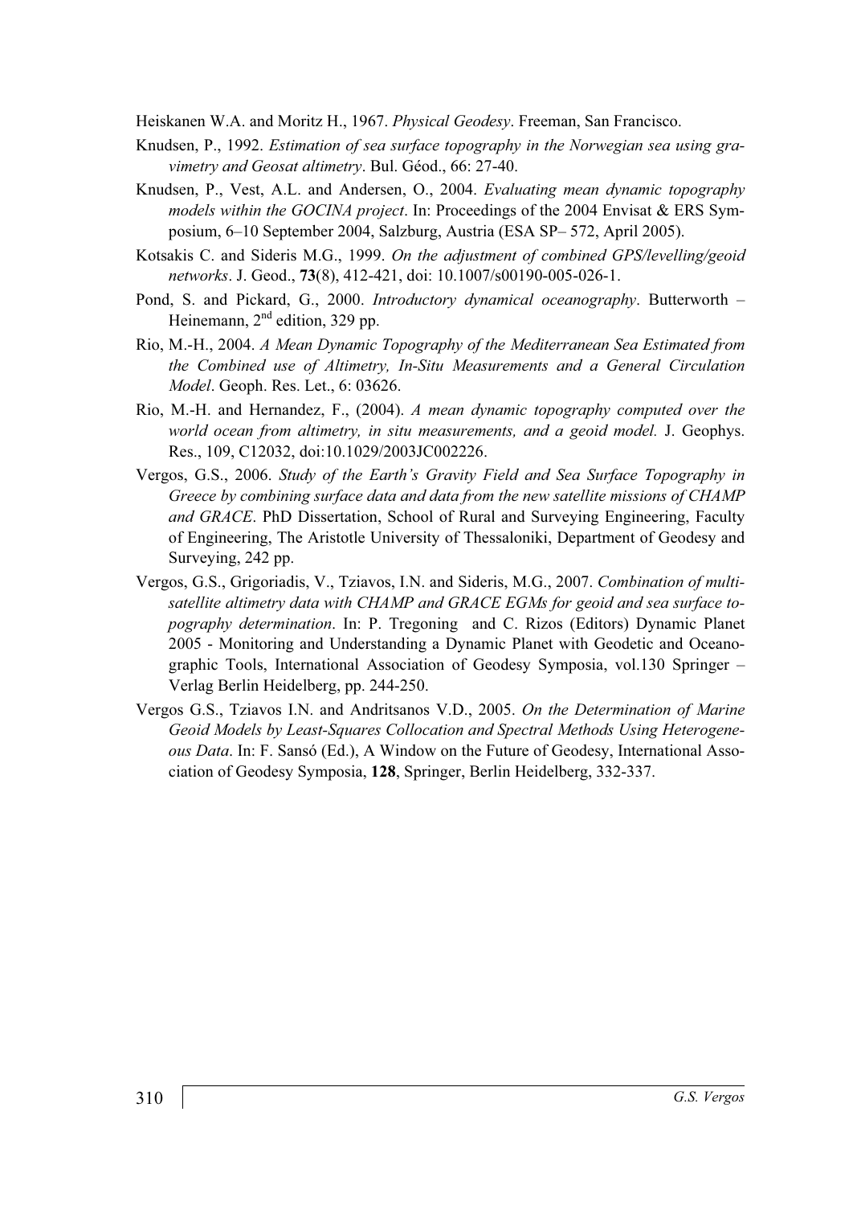Heiskanen W.A. and Moritz H., 1967. *Physical Geodesy*. Freeman, San Francisco.

Knudsen, P., 1992. *Estimation of sea surface topography in the Norwegian sea using gravimetry and Geosat altimetry*. Bul. Géod., 66: 27-40.

Knudsen, P., Vest, A.L. and Andersen, O., 2004. *Evaluating mean dynamic topography models within the GOCINA project*. In: Proceedings of the 2004 Envisat & ERS Symposium, 6–10 September 2004, Salzburg, Austria (ESA SP– 572, April 2005).

Kotsakis C. and Sideris M.G., 1999. *On the adjustment of combined GPS/levelling/geoid networks*. J. Geod., **73**(8), 412-421, doi: 10.1007/s00190-005-026-1.

Pond, S. and Pickard, G., 2000. *Introductory dynamical oceanography*. Butterworth – Heinemann, 2nd edition, 329 pp.

Rio, M.-H., 2004. *A Mean Dynamic Topography of the Mediterranean Sea Estimated from the Combined use of Altimetry, In-Situ Measurements and a General Circulation Model*. Geoph. Res. Let., 6: 03626.

Rio, M.-H. and Hernandez, F., (2004). *A mean dynamic topography computed over the world ocean from altimetry, in situ measurements, and a geoid model.* J. Geophys. Res., 109, C12032, doi:10.1029/2003JC002226.

Vergos, G.S., 2006. *Study of the Earth's Gravity Field and Sea Surface Topography in Greece by combining surface data and data from the new satellite missions of CHAMP and GRACE*. PhD Dissertation, School of Rural and Surveying Engineering, Faculty of Engineering, The Aristotle University of Thessaloniki, Department of Geodesy and Surveying, 242 pp.

Vergos, G.S., Grigoriadis, V., Tziavos, I.N. and Sideris, M.G., 2007. *Combination of multi-satellite altimetry data with CHAMP and GRACE EGMs for geoid and sea surface topography determination*. In: P. Tregoning and C. Rizos (Editors) Dynamic Planet 2005 - Monitoring and Understanding a Dynamic Planet with Geodetic and Oceanographic Tools, International Association of Geodesy Symposia, vol.130 Springer – Verlag Berlin Heidelberg, pp. 244-250.

Vergos G.S., Tziavos I.N. and Andritsanos V.D., 2005. *On the Determination of Marine Geoid Models by Least-Squares Collocation and Spectral Methods Using Heterogeneous Data*. In: F. Sansó (Ed.), A Window on the Future of Geodesy, International Association of Geodesy Symposia, **128**, Springer, Berlin Heidelberg, 332-337.